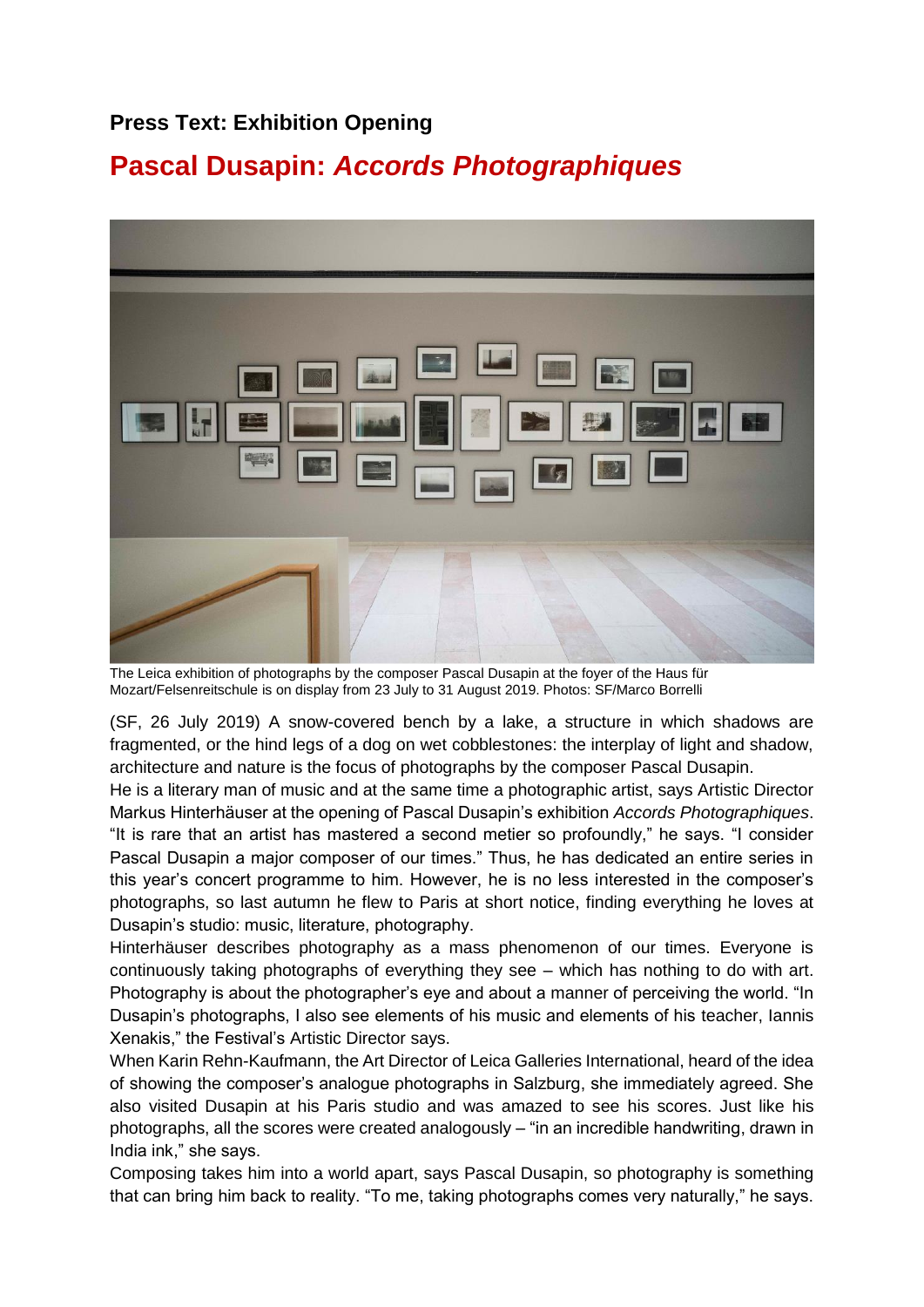**Press Text: Exhibition Opening**

# Pascal Dusapin: *Accords Photographiques*

The Leica exhibition of photographs by the composer Pascal Dusapin at the foyer of the Haus für Mozart/Felsenreitschule is on display from 23 July to 31 August 2019. Photos: SF/Marco Borrelli

(SF, 26 July 2019) A snow-covered bench by a lake, a structure in which shadows are fragmented, or the hind legs of a dog on wet cobblestones: the interplay of light and shadow, architecture and nature is the focus of photographs by the composer Pascal Dusapin.

He is a literary man of music and at the same time a photographic artist, says Artistic Director Markus Hinterhäuser at the opening of Pascal Dusapin's exhibition *Accords Photographiques*. "It is rare that an artist has mastered a second metier so profoundly," he says. "I consider Pascal Dusapin a major composer of our times." Thus, he has dedicated an entire series in this year's concert programme to him. However, he is no less interested in the composer's photographs, so last autumn he flew to Paris at short notice, finding everything he loves at Dusapin's studio: music, literature, photography.

Hinterhäuser describes photography as a mass phenomenon of our times. Everyone is continuously taking photographs of everything they see – which has nothing to do with art. Photography is about the photographer's eye and about a manner of perceiving the world. "In Dusapin's photographs, I also see elements of his music and elements of his teacher, Iannis Xenakis," the Festival's Artistic Director says.

When Karin Rehn-Kaufmann, the Art Director of Leica Galleries International, heard of the idea of showing the composer's analogue photographs in Salzburg, she immediately agreed. She also visited Dusapin at his Paris studio and was amazed to see his scores. Just like his photographs, all the scores were created analogously – "in an incredible handwriting, drawn in India ink," she says.

Composing takes him into a world apart, says Pascal Dusapin, so photography is something that can bring him back to reality. "To me, taking photographs comes very naturally," he says.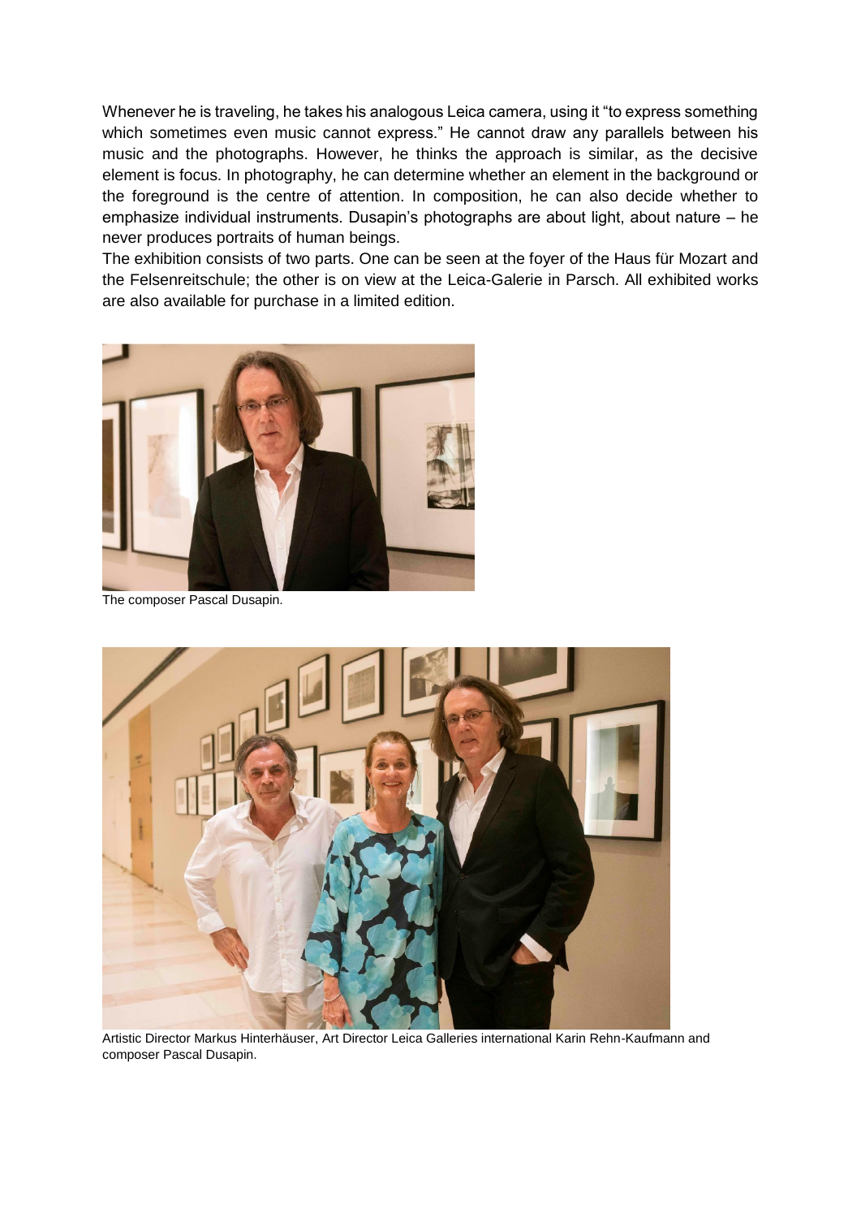Whenever he is traveling, he takes his analogous Leica camera, using it "to express something which sometimes even music cannot express." He cannot draw any parallels between his music and the photographs. However, he thinks the approach is similar, as the decisive element is focus. In photography, he can determine whether an element in the background or the foreground is the centre of attention. In composition, he can also decide whether to emphasize individual instruments. Dusapin's photographs are about light, about nature – he never produces portraits of human beings.

The exhibition consists of two parts. One can be seen at the foyer of the Haus für Mozart and the Felsenreitschule; the other is on view at the Leica-Galerie in Parsch. All exhibited works are also available for purchase in a limited edition.

The composer Pascal Dusapin.

Artistic Director Markus Hinterhäuser, Art Director Leica Galleries international Karin Rehn-Kaufmann and composer Pascal Dusapin.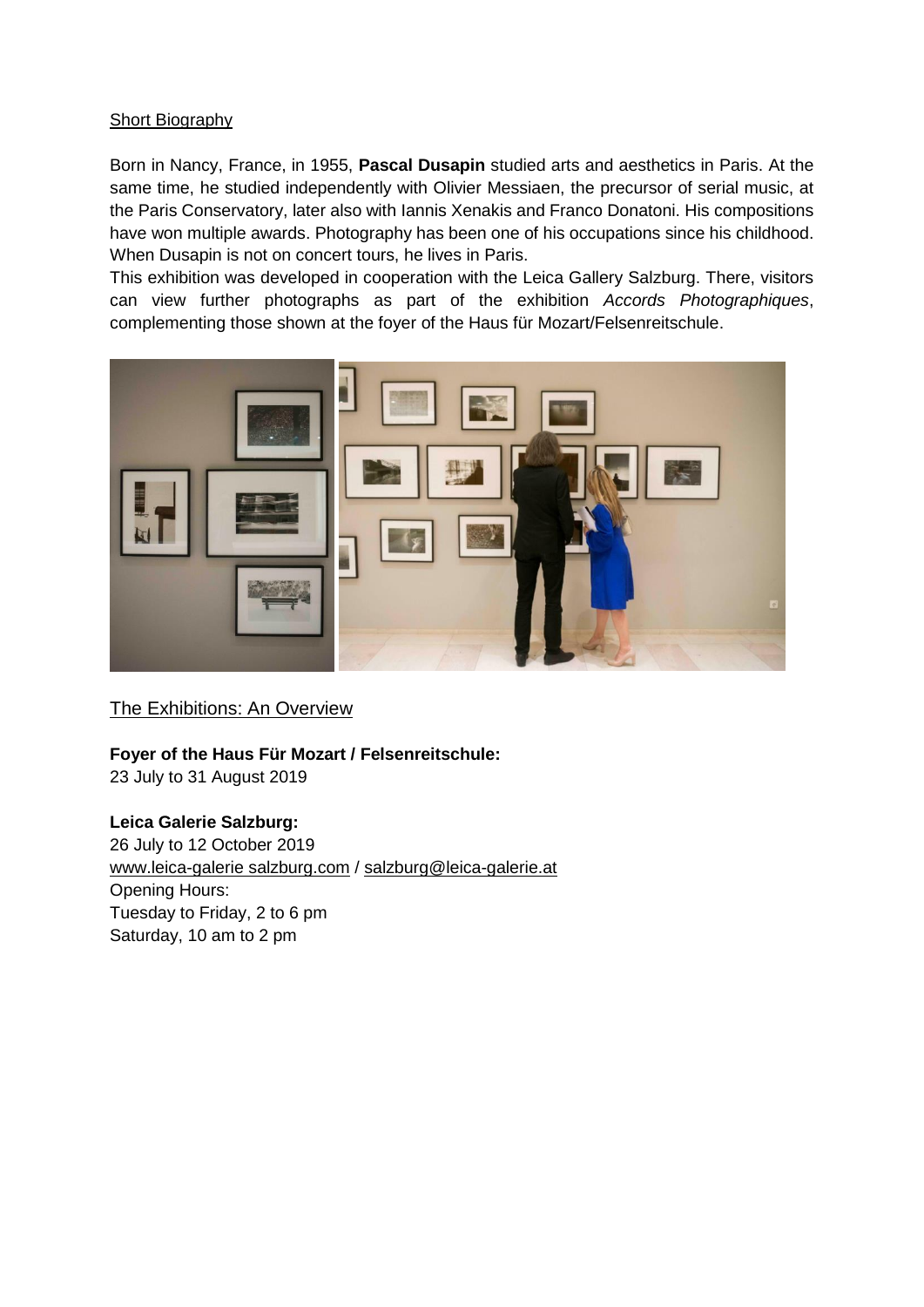## Short Biography

Born in Nancy, France, in 1955, **Pascal Dusapin** studied arts and aesthetics in Paris. At the same time, he studied independently with Olivier Messiaen, the precursor of serial music, at the Paris Conservatory, later also with Iannis Xenakis and Franco Donatoni. His compositions have won multiple awards. Photography has been one of his occupations since his childhood. When Dusapin is not on concert tours, he lives in Paris.

This exhibition was developed in cooperation with the Leica Gallery Salzburg. There, visitors can view further photographs as part of the exhibition *Accords Photographiques*, complementing those shown at the foyer of the Haus für Mozart/Felsenreitschule.

## The Exhibitions: An Overview

**Foyer of the Haus Für Mozart / Felsenreitschule:**
23 July to 31 August 2019

**Leica Galerie Salzburg:**
26 July to 12 October 2019
www.leica-galerie salzburg.com / salzburg@leica-galerie.at
Opening Hours:
Tuesday to Friday, 2 to 6 pm
Saturday, 10 am to 2 pm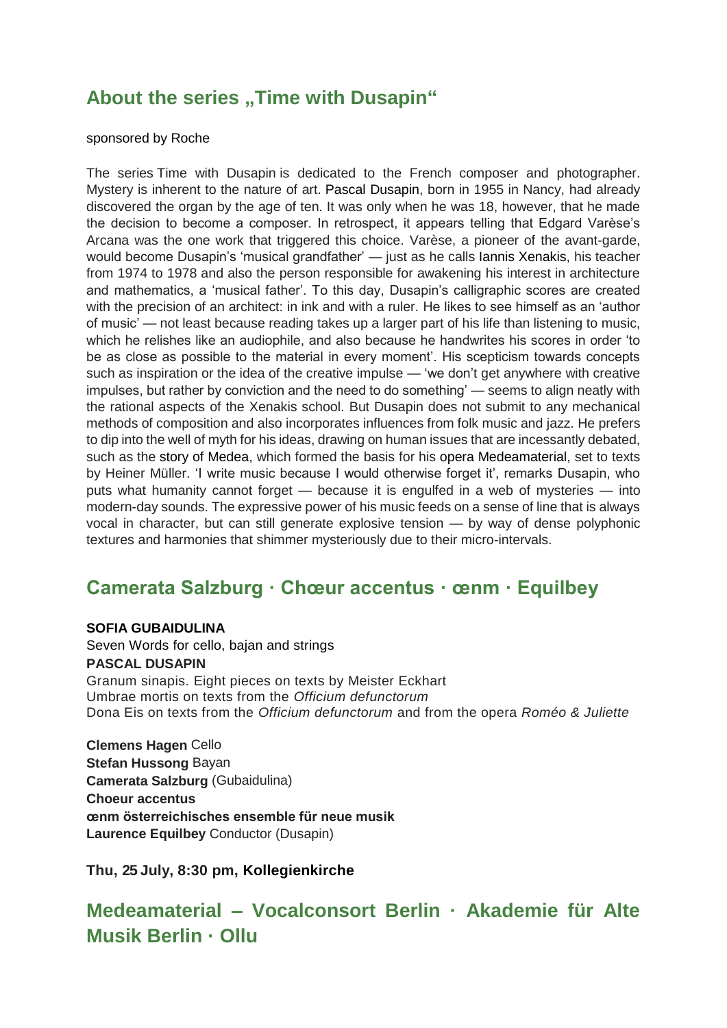## About the series „Time with Dusapin“

sponsored by Roche

The series Time with Dusapin is dedicated to the French composer and photographer. Mystery is inherent to the nature of art. Pascal Dusapin, born in 1955 in Nancy, had already discovered the organ by the age of ten. It was only when he was 18, however, that he made the decision to become a composer. In retrospect, it appears telling that Edgard Varèse's Arcana was the one work that triggered this choice. Varèse, a pioneer of the avant-garde, would become Dusapin's 'musical grandfather' — just as he calls Iannis Xenakis, his teacher from 1974 to 1978 and also the person responsible for awakening his interest in architecture and mathematics, a 'musical father'. To this day, Dusapin's calligraphic scores are created with the precision of an architect: in ink and with a ruler. He likes to see himself as an 'author of music' — not least because reading takes up a larger part of his life than listening to music, which he relishes like an audiophile, and also because he handwrites his scores in order 'to be as close as possible to the material in every moment'. His scepticism towards concepts such as inspiration or the idea of the creative impulse — 'we don't get anywhere with creative impulses, but rather by conviction and the need to do something' — seems to align neatly with the rational aspects of the Xenakis school. But Dusapin does not submit to any mechanical methods of composition and also incorporates influences from folk music and jazz. He prefers to dip into the well of myth for his ideas, drawing on human issues that are incessantly debated, such as the story of Medea, which formed the basis for his opera Medeamaterial, set to texts by Heiner Müller. 'I write music because I would otherwise forget it', remarks Dusapin, who puts what humanity cannot forget — because it is engulfed in a web of mysteries — into modern-day sounds. The expressive power of his music feeds on a sense of line that is always vocal in character, but can still generate explosive tension — by way of dense polyphonic textures and harmonies that shimmer mysteriously due to their micro-intervals.

## Camerata Salzburg · Chœur accentus · œnm · Equilbey

**SOFIA GUBAIDULINA**
Seven Words for cello, bajan and strings
**PASCAL DUSAPIN**
Granum sinapis. Eight pieces on texts by Meister Eckhart
Umbrae mortis on texts from the *Officium defunctorum*
Dona Eis on texts from the *Officium defunctorum* and from the opera *Roméo & Juliette*

**Clemens Hagen** Cello
**Stefan Hussong** Bayan
**Camerata Salzburg** (Gubaidulina)
**Choeur accentus**
**œnm österreichisches ensemble für neue musik**
**Laurence Equilbey** Conductor (Dusapin)

**Thu, 25 July, 8:30 pm, Kollegienkirche**

## Medeamaterial – Vocalconsort Berlin · Akademie für Alte Musik Berlin · Ollu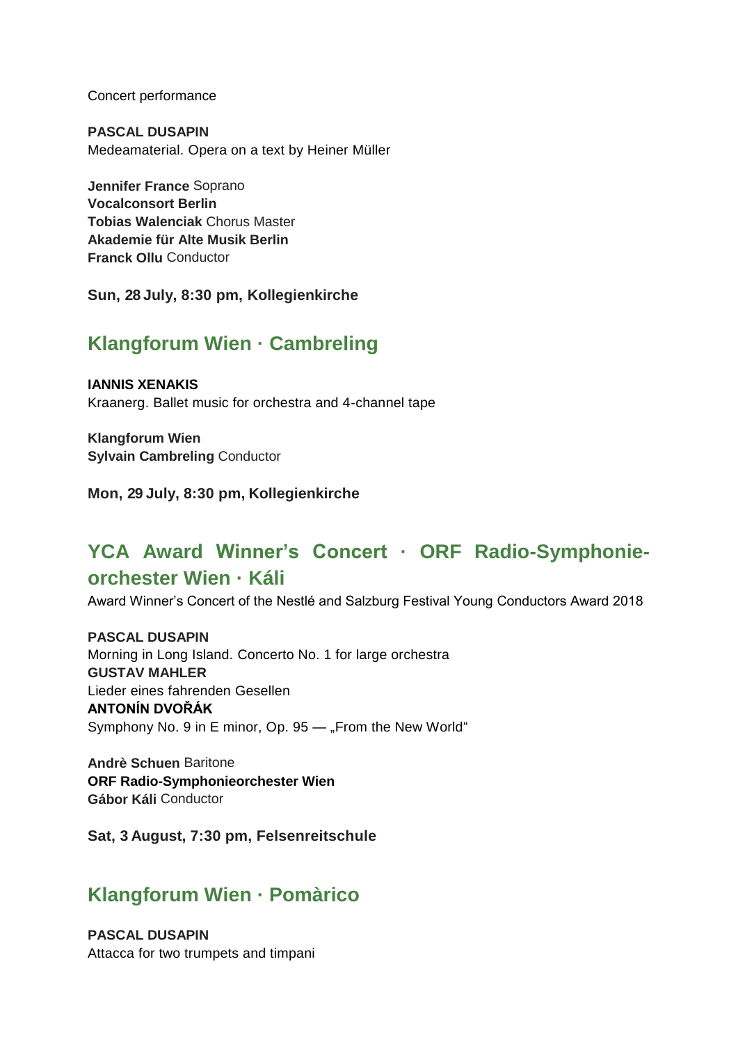Concert performance

**PASCAL DUSAPIN**
Medeamaterial. Opera on a text by Heiner Müller

**Jennifer France** Soprano
**Vocalconsort Berlin**
**Tobias Walenciak** Chorus Master
**Akademie für Alte Musik Berlin**
**Franck Ollu** Conductor

**Sun, 28 July, 8:30 pm, Kollegienkirche**

## Klangforum Wien · Cambreling

**IANNIS XENAKIS**
Kraanerg. Ballet music for orchestra and 4-channel tape

**Klangforum Wien**
**Sylvain Cambreling** Conductor

**Mon, 29 July, 8:30 pm, Kollegienkirche**

## YCA Award Winner's Concert · ORF Radio-Symphonie-orchester Wien · Káli

Award Winner's Concert of the Nestlé and Salzburg Festival Young Conductors Award 2018

**PASCAL DUSAPIN**
Morning in Long Island. Concerto No. 1 for large orchestra
**GUSTAV MAHLER**
Lieder eines fahrenden Gesellen
**ANTONÍN DVOŘÁK**
Symphony No. 9 in E minor, Op. 95 — „From the New World"

**Andrè Schuen** Baritone
**ORF Radio-Symphonieorchester Wien**
**Gábor Káli** Conductor

**Sat, 3 August, 7:30 pm, Felsenreitschule**

## Klangforum Wien · Pomàrico

**PASCAL DUSAPIN**
Attacca for two trumpets and timpani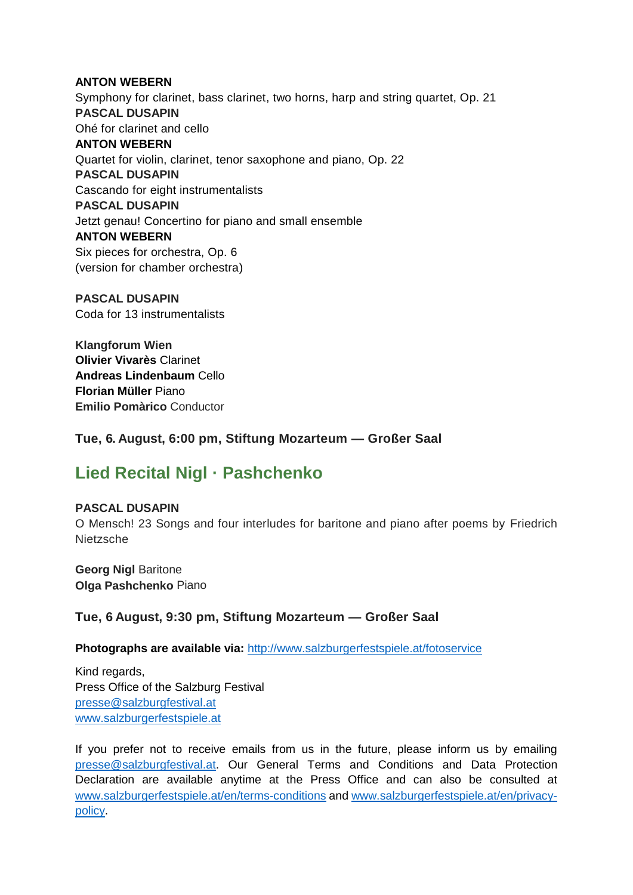**ANTON WEBERN**
Symphony for clarinet, bass clarinet, two horns, harp and string quartet, Op. 21
**PASCAL DUSAPIN**
Ohé for clarinet and cello
**ANTON WEBERN**
Quartet for violin, clarinet, tenor saxophone and piano, Op. 22
**PASCAL DUSAPIN**
Cascando for eight instrumentalists
**PASCAL DUSAPIN**
Jetzt genau! Concertino for piano and small ensemble
**ANTON WEBERN**
Six pieces for orchestra, Op. 6
(version for chamber orchestra)

**PASCAL DUSAPIN**
Coda for 13 instrumentalists

**Klangforum Wien**
**Olivier Vivarès** Clarinet
**Andreas Lindenbaum** Cello
**Florian Müller** Piano
**Emilio Pomàrico** Conductor

**Tue, 6. August, 6:00 pm, Stiftung Mozarteum — Großer Saal**

## Lied Recital Nigl · Pashchenko

**PASCAL DUSAPIN**
O Mensch! 23 Songs and four interludes for baritone and piano after poems by Friedrich Nietzsche

**Georg Nigl** Baritone
**Olga Pashchenko** Piano

**Tue, 6 August, 9:30 pm, Stiftung Mozarteum — Großer Saal**

**Photographs are available via:** http://www.salzburgerfestspiele.at/fotoservice

Kind regards,
Press Office of the Salzburg Festival
presse@salzburgfestival.at
www.salzburgerfestspiele.at

If you prefer not to receive emails from us in the future, please inform us by emailing presse@salzburgfestival.at. Our General Terms and Conditions and Data Protection Declaration are available anytime at the Press Office and can also be consulted at www.salzburgerfestspiele.at/en/terms-conditions and www.salzburgerfestspiele.at/en/privacy-policy.